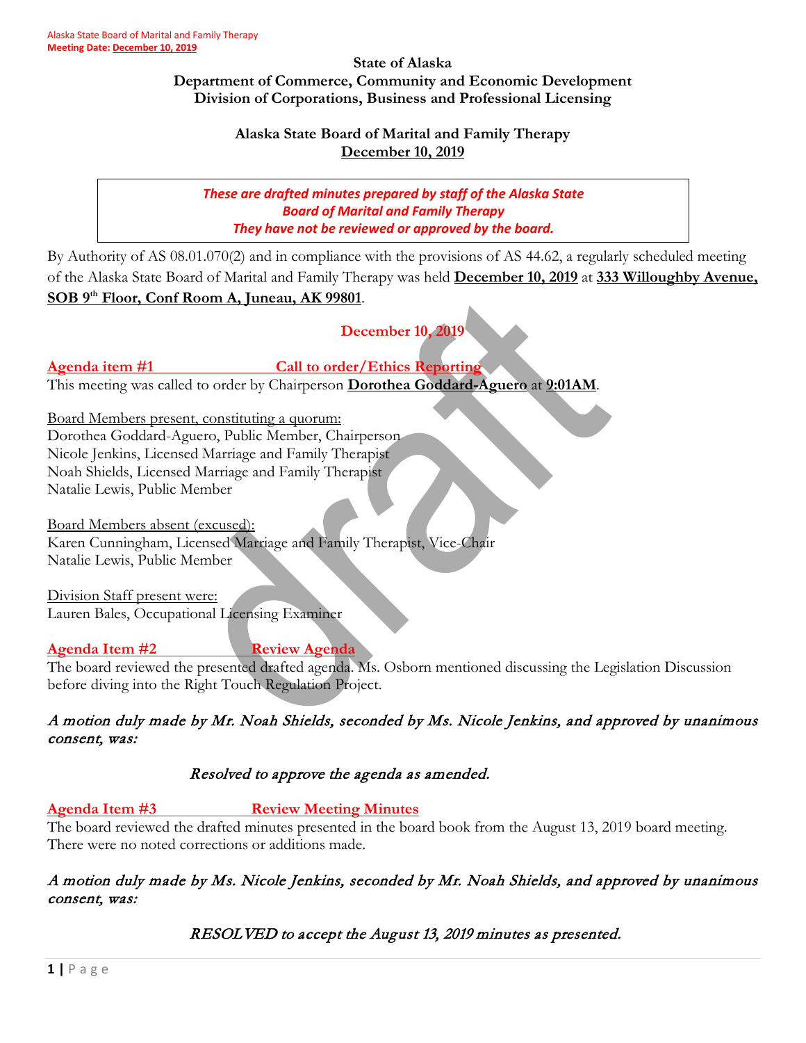State of Alaska
Department of Commerce, Community and Economic Development
Division of Corporations, Business and Professional Licensing

# Alaska State Board of Marital and Family Therapy
**December 10, 2019**

> *These are drafted minutes prepared by staff of the Alaska State Board of Marital and Family Therapy*
> *They have not be reviewed or approved by the board.*

By Authority of AS 08.01.070(2) and in compliance with the provisions of AS 44.62, a regularly scheduled meeting of the Alaska State Board of Marital and Family Therapy was held **December 10, 2019** at **333 Willoughby Avenue, SOB 9th Floor, Conf Room A, Juneau, AK 99801**.

## December 10, 2019

### Agenda item #1 Call to order/Ethics Reporting

This meeting was called to order by Chairperson **Dorothea Goddard-Aguero** at **9:01AM**.

Board Members present, constituting a quorum:
Dorothea Goddard-Aguero, Public Member, Chairperson
Nicole Jenkins, Licensed Marriage and Family Therapist
Noah Shields, Licensed Marriage and Family Therapist
Natalie Lewis, Public Member

Board Members absent (excused):
Karen Cunningham, Licensed Marriage and Family Therapist, Vice-Chair
Natalie Lewis, Public Member

Division Staff present were:
Lauren Bales, Occupational Licensing Examiner

### Agenda Item #2 Review Agenda

The board reviewed the presented drafted agenda. Ms. Osborn mentioned discussing the Legislation Discussion before diving into the Right Touch Regulation Project.

*A motion duly made by Mr. Noah Shields, seconded by Ms. Nicole Jenkins, and approved by unanimous consent, was:*

*Resolved to approve the agenda as amended.*

### Agenda Item #3 Review Meeting Minutes

The board reviewed the drafted minutes presented in the board book from the August 13, 2019 board meeting. There were no noted corrections or additions made.

*A motion duly made by Ms. Nicole Jenkins, seconded by Mr. Noah Shields, and approved by unanimous consent, was:*

*RESOLVED to accept the August 13, 2019 minutes as presented.*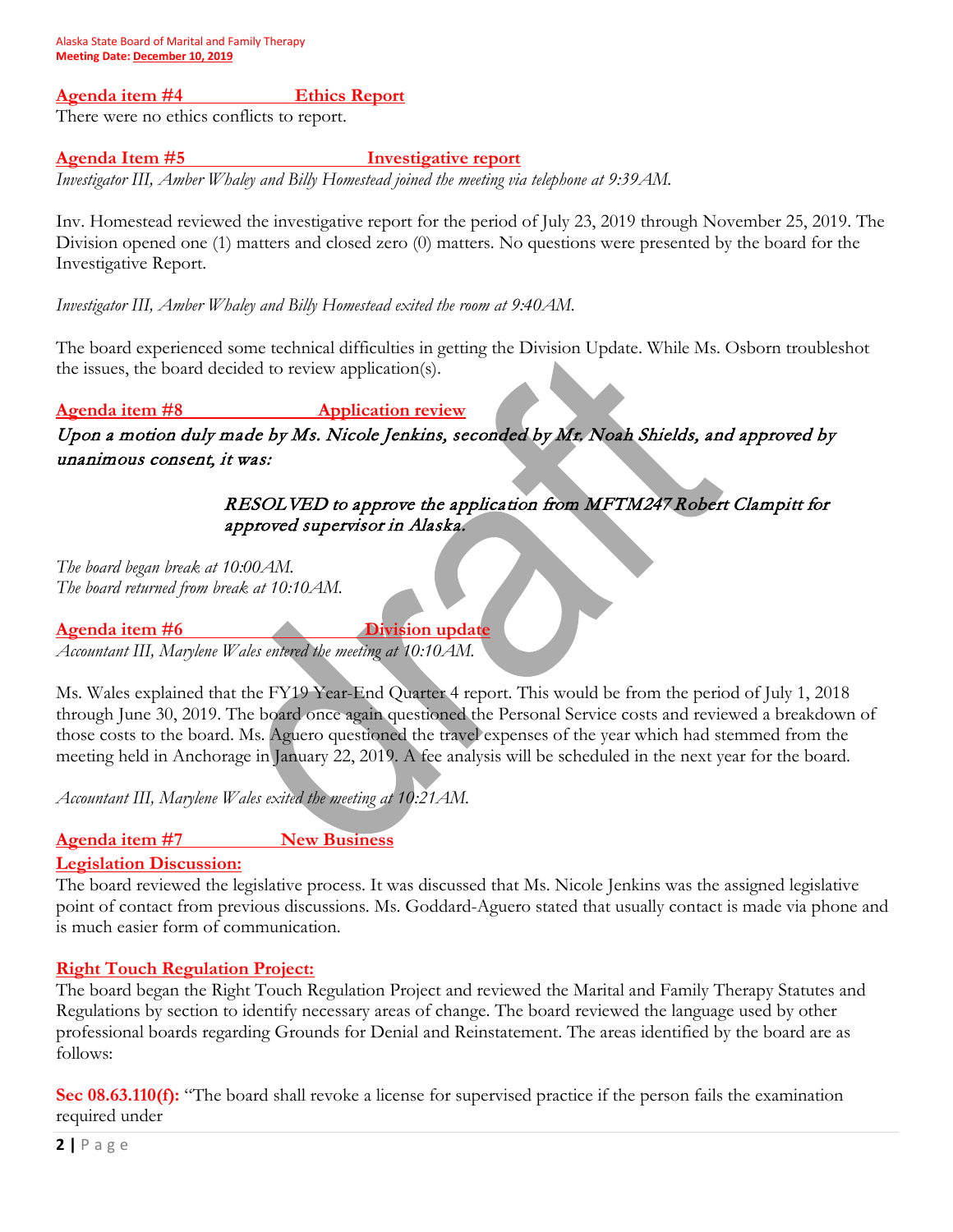**Agenda item #4 Ethics Report**

There were no ethics conflicts to report.

**Agenda Item #5 Investigative report**

*Investigator III, Amber Whaley and Billy Homestead joined the meeting via telephone at 9:39AM.*

Inv. Homestead reviewed the investigative report for the period of July 23, 2019 through November 25, 2019. The Division opened one (1) matters and closed zero (0) matters. No questions were presented by the board for the Investigative Report.

*Investigator III, Amber Whaley and Billy Homestead exited the room at 9:40AM.*

The board experienced some technical difficulties in getting the Division Update. While Ms. Osborn troubleshot the issues, the board decided to review application(s).

**Agenda item #8 Application review**

*Upon a motion duly made by Ms. Nicole Jenkins, seconded by Mr. Noah Shields, and approved by unanimous consent, it was:*

> *RESOLVED to approve the application from MFTM247 Robert Clampitt for approved supervisor in Alaska.*

*The board began break at 10:00AM.*
*The board returned from break at 10:10AM.*

**Agenda item #6 Division update**

*Accountant III, Marylene Wales entered the meeting at 10:10AM.*

Ms. Wales explained that the FY19 Year-End Quarter 4 report. This would be from the period of July 1, 2018 through June 30, 2019. The board once again questioned the Personal Service costs and reviewed a breakdown of those costs to the board. Ms. Aguero questioned the travel expenses of the year which had stemmed from the meeting held in Anchorage in January 22, 2019. A fee analysis will be scheduled in the next year for the board.

*Accountant III, Marylene Wales exited the meeting at 10:21AM.*

**Agenda item #7 New Business**

**Legislation Discussion:**

The board reviewed the legislative process. It was discussed that Ms. Nicole Jenkins was the assigned legislative point of contact from previous discussions. Ms. Goddard-Aguero stated that usually contact is made via phone and is much easier form of communication.

**Right Touch Regulation Project:**

The board began the Right Touch Regulation Project and reviewed the Marital and Family Therapy Statutes and Regulations by section to identify necessary areas of change. The board reviewed the language used by other professional boards regarding Grounds for Denial and Reinstatement. The areas identified by the board are as follows:

**Sec 08.63.110(f):** "The board shall revoke a license for supervised practice if the person fails the examination required under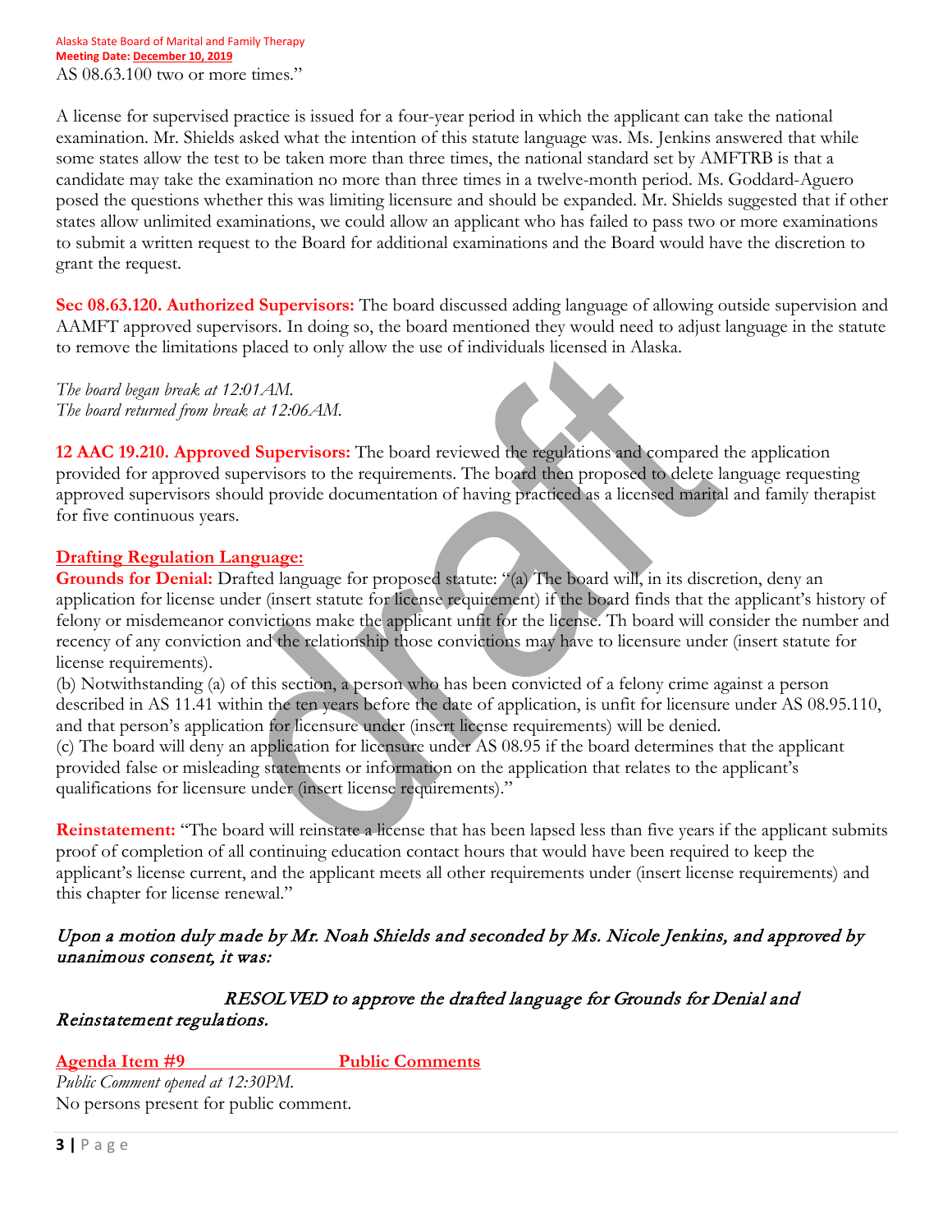AS 08.63.100 two or more times."

A license for supervised practice is issued for a four-year period in which the applicant can take the national examination. Mr. Shields asked what the intention of this statute language was. Ms. Jenkins answered that while some states allow the test to be taken more than three times, the national standard set by AMFTRB is that a candidate may take the examination no more than three times in a twelve-month period. Ms. Goddard-Aguero posed the questions whether this was limiting licensure and should be expanded. Mr. Shields suggested that if other states allow unlimited examinations, we could allow an applicant who has failed to pass two or more examinations to submit a written request to the Board for additional examinations and the Board would have the discretion to grant the request.

**Sec 08.63.120. Authorized Supervisors:** The board discussed adding language of allowing outside supervision and AAMFT approved supervisors. In doing so, the board mentioned they would need to adjust language in the statute to remove the limitations placed to only allow the use of individuals licensed in Alaska.

*The board began break at 12:01AM.*
*The board returned from break at 12:06AM.*

**12 AAC 19.210. Approved Supervisors:** The board reviewed the regulations and compared the application provided for approved supervisors to the requirements. The board then proposed to delete language requesting approved supervisors should provide documentation of having practiced as a licensed marital and family therapist for five continuous years.

**Drafting Regulation Language:**
**Grounds for Denial:** Drafted language for proposed statute: "(a) The board will, in its discretion, deny an application for license under (insert statute for license requirement) if the board finds that the applicant's history of felony or misdemeanor convictions make the applicant unfit for the license. Th board will consider the number and recency of any conviction and the relationship those convictions may have to licensure under (insert statute for license requirements).
(b) Notwithstanding (a) of this section, a person who has been convicted of a felony crime against a person described in AS 11.41 within the ten years before the date of application, is unfit for licensure under AS 08.95.110, and that person's application for licensure under (insert license requirements) will be denied.
(c) The board will deny an application for licensure under AS 08.95 if the board determines that the applicant provided false or misleading statements or information on the application that relates to the applicant's qualifications for licensure under (insert license requirements)."

**Reinstatement:** "The board will reinstate a license that has been lapsed less than five years if the applicant submits proof of completion of all continuing education contact hours that would have been required to keep the applicant's license current, and the applicant meets all other requirements under (insert license requirements) and this chapter for license renewal."

*Upon a motion duly made by Mr. Noah Shields and seconded by Ms. Nicole Jenkins, and approved by unanimous consent, it was:*

*RESOLVED to approve the drafted language for Grounds for Denial and Reinstatement regulations.*

**Agenda Item #9 Public Comments**
*Public Comment opened at 12:30PM.*
No persons present for public comment.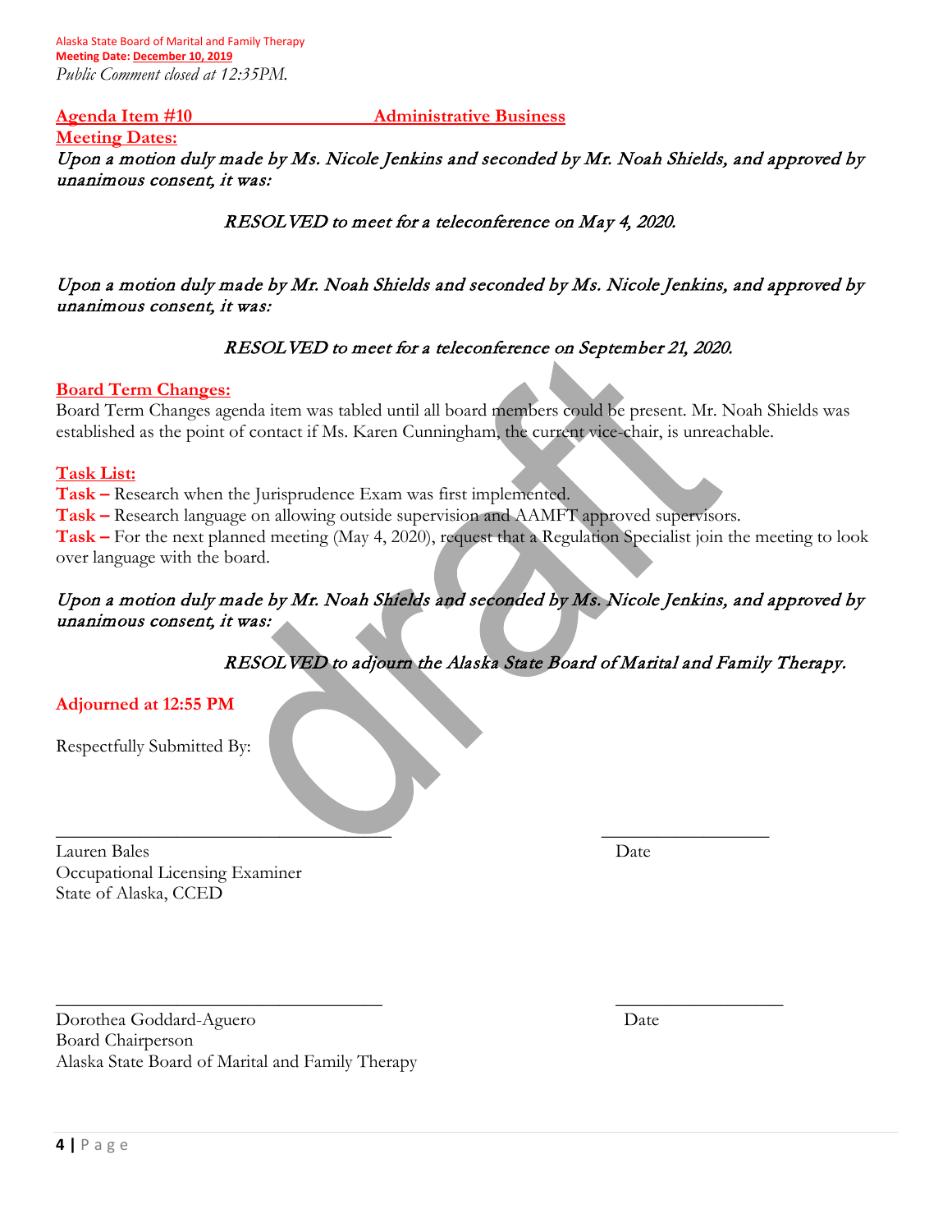Alaska State Board of Marital and Family Therapy
**Meeting Date: December 10, 2019**
*Public Comment closed at 12:35PM.*

## Agenda Item #10 Administrative Business

### Meeting Dates:

*Upon a motion duly made by Ms. Nicole Jenkins and seconded by Mr. Noah Shields, and approved by unanimous consent, it was:*

*RESOLVED to meet for a teleconference on May 4, 2020.*

*Upon a motion duly made by Mr. Noah Shields and seconded by Ms. Nicole Jenkins, and approved by unanimous consent, it was:*

*RESOLVED to meet for a teleconference on September 21, 2020.*

### Board Term Changes:

Board Term Changes agenda item was tabled until all board members could be present. Mr. Noah Shields was established as the point of contact if Ms. Karen Cunningham, the current vice-chair, is unreachable.

### Task List:

**Task –** Research when the Jurisprudence Exam was first implemented.
**Task –** Research language on allowing outside supervision and AAMFT approved supervisors.
**Task –** For the next planned meeting (May 4, 2020), request that a Regulation Specialist join the meeting to look over language with the board.

*Upon a motion duly made by Mr. Noah Shields and seconded by Ms. Nicole Jenkins, and approved by unanimous consent, it was:*

*RESOLVED to adjourn the Alaska State Board of Marital and Family Therapy.*

**Adjourned at 12:55 PM**

Respectfully Submitted By:

\_\_\_\_\_\_\_\_\_\_\_\_\_\_\_\_\_\_\_\_\_\_\_\_\_\_\_\_\_\_\_\_\_\_\_\_ \_\_\_\_\_\_\_\_\_\_\_\_\_\_\_\_\_\_

Lauren Bales Date
Occupational Licensing Examiner
State of Alaska, CCED

\_\_\_\_\_\_\_\_\_\_\_\_\_\_\_\_\_\_\_\_\_\_\_\_\_\_\_\_\_\_\_\_\_\_\_\_ \_\_\_\_\_\_\_\_\_\_\_\_\_\_\_\_\_\_

Dorothea Goddard-Aguero Date
Board Chairperson
Alaska State Board of Marital and Family Therapy